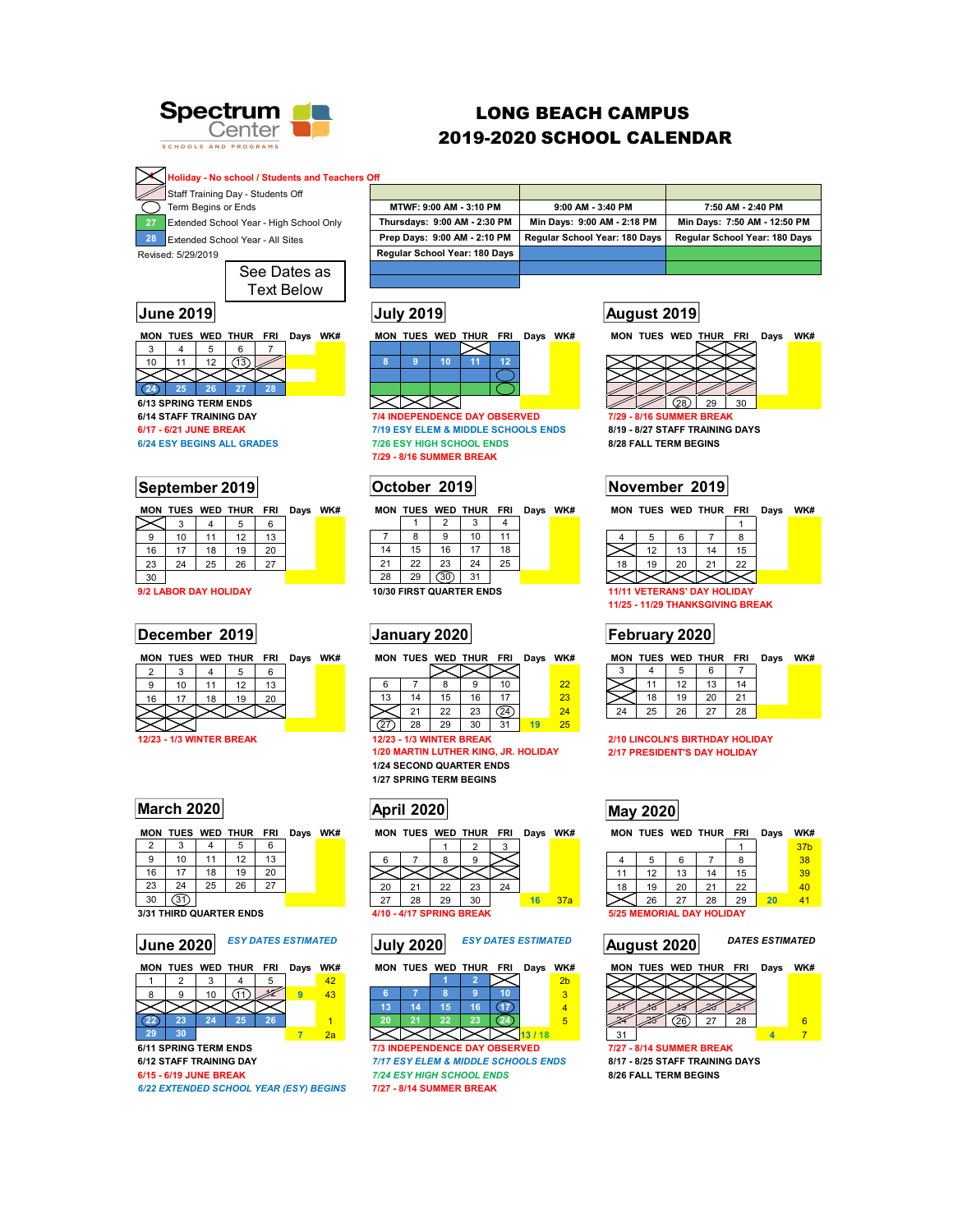# LONG BEACH CAMPUS
## 2019-2020 SCHOOL CALENDAR

Spectrum Center — SCHOOLS AND PROGRAMS

**Legend:**
- Holiday - No school / Students and Teachers Off
- Staff Training Day - Students Off
- Term Begins or Ends
- 27 — Extended School Year - High School Only
- 28 — Extended School Year - All Sites

Revised: 5/29/2019

See Dates as Text Below

| | | |
|---|---|---|
| MTWF: 9:00 AM - 3:10 PM | 9:00 AM - 3:40 PM | 7:50 AM - 2:40 PM |
| Thursdays: 9:00 AM - 2:30 PM | Min Days: 9:00 AM - 2:18 PM | Min Days: 7:50 AM - 12:50 PM |
| Prep Days: 9:00 AM - 2:10 PM | Regular School Year: 180 Days | Regular School Year: 180 Days |
| Regular School Year: 180 Days | | |

### June 2019

| MON | TUES | WED | THUR | FRI | Days | WK# |
|---|---|---|---|---|---|---|
| 3 | 4 | 5 | 6 | 7 | | |
| 10 | 11 | 12 | (13) | | | |
| | | | | | | |
| (24) | 25 | 26 | 27 | 28 | | |

6/13 SPRING TERM ENDS
6/14 STAFF TRAINING DAY
6/17 - 6/21 JUNE BREAK
6/24 ESY BEGINS ALL GRADES

### July 2019

| MON | TUES | WED | THUR | FRI | Days | WK# |
|---|---|---|---|---|---|---|
| | | | | | | |
| 8 | 9 | 10 | 11 | 12 | | |
| | | | | ( ) | | |
| | | | | ( ) | | |
| | | | | | | |

7/4 INDEPENDENCE DAY OBSERVED
7/19 ESY ELEM & MIDDLE SCHOOLS ENDS
7/26 ESY HIGH SCHOOL ENDS
7/29 - 8/16 SUMMER BREAK

### August 2019

| MON | TUES | WED | THUR | FRI | Days | WK# |
|---|---|---|---|---|---|---|
| | | | | | | |
| | | | | | | |
| | | | | | | |
| | | | | | | |
| | | (28) | 29 | 30 | | |

7/29 - 8/16 SUMMER BREAK
8/19 - 8/27 STAFF TRAINING DAYS
8/28 FALL TERM BEGINS

### September 2019

| MON | TUES | WED | THUR | FRI | Days | WK# |
|---|---|---|---|---|---|---|
| | 3 | 4 | 5 | 6 | | |
| 9 | 10 | 11 | 12 | 13 | | |
| 16 | 17 | 18 | 19 | 20 | | |
| 23 | 24 | 25 | 26 | 27 | | |
| 30 | | | | | | |

9/2 LABOR DAY HOLIDAY

### October 2019

| MON | TUES | WED | THUR | FRI | Days | WK# |
|---|---|---|---|---|---|---|
| | 1 | 2 | 3 | 4 | | |
| 7 | 8 | 9 | 10 | 11 | | |
| 14 | 15 | 16 | 17 | 18 | | |
| 21 | 22 | 23 | 24 | 25 | | |
| 28 | 29 | (30) | 31 | | | |

10/30 FIRST QUARTER ENDS

### November 2019

| MON | TUES | WED | THUR | FRI | Days | WK# |
|---|---|---|---|---|---|---|
| | | | | 1 | | |
| 4 | 5 | 6 | 7 | 8 | | |
| | 12 | 13 | 14 | 15 | | |
| 18 | 19 | 20 | 21 | 22 | | |
| | | | | | | |

11/11 VETERANS' DAY HOLIDAY
11/25 - 11/29 THANKSGIVING BREAK

### December 2019

| MON | TUES | WED | THUR | FRI | Days | WK# |
|---|---|---|---|---|---|---|
| 2 | 3 | 4 | 5 | 6 | | |
| 9 | 10 | 11 | 12 | 13 | | |
| 16 | 17 | 18 | 19 | 20 | | |
| | | | | | | |
| | | | | | | |

12/23 - 1/3 WINTER BREAK

### January 2020

| MON | TUES | WED | THUR | FRI | Days | WK# |
|---|---|---|---|---|---|---|
| | | | | | | |
| 6 | 7 | 8 | 9 | 10 | | 22 |
| 13 | 14 | 15 | 16 | 17 | | 23 |
| | 21 | 22 | 23 | (24) | | 24 |
| (27) | 28 | 29 | 30 | 31 | 19 | 25 |

12/23 - 1/3 WINTER BREAK
1/20 MARTIN LUTHER KING, JR. HOLIDAY
1/24 SECOND QUARTER ENDS
1/27 SPRING TERM BEGINS

### February 2020

| MON | TUES | WED | THUR | FRI | Days | WK# |
|---|---|---|---|---|---|---|
| 3 | 4 | 5 | 6 | 7 | | |
| | 11 | 12 | 13 | 14 | | |
| | 18 | 19 | 20 | 21 | | |
| 24 | 25 | 26 | 27 | 28 | | |

2/10 LINCOLN'S BIRTHDAY HOLIDAY
2/17 PRESIDENT'S DAY HOLIDAY

### March 2020

| MON | TUES | WED | THUR | FRI | Days | WK# |
|---|---|---|---|---|---|---|
| 2 | 3 | 4 | 5 | 6 | | |
| 9 | 10 | 11 | 12 | 13 | | |
| 16 | 17 | 18 | 19 | 20 | | |
| 23 | 24 | 25 | 26 | 27 | | |
| 30 | (31) | | | | | |

3/31 THIRD QUARTER ENDS

### April 2020

| MON | TUES | WED | THUR | FRI | Days | WK# |
|---|---|---|---|---|---|---|
| | | 1 | 2 | 3 | | |
| 6 | 7 | 8 | 9 | | | |
| | | | | | | |
| 20 | 21 | 22 | 23 | 24 | | |
| 27 | 28 | 29 | 30 | | 16 | 37a |

4/10 - 4/17 SPRING BREAK

### May 2020

| MON | TUES | WED | THUR | FRI | Days | WK# |
|---|---|---|---|---|---|---|
| | | | | 1 | | 37b |
| 4 | 5 | 6 | 7 | 8 | | 38 |
| 11 | 12 | 13 | 14 | 15 | | 39 |
| 18 | 19 | 20 | 21 | 22 | | 40 |
| | 26 | 27 | 28 | 29 | 20 | 41 |

5/25 MEMORIAL DAY HOLIDAY

### June 2020 — *ESY DATES ESTIMATED*

| MON | TUES | WED | THUR | FRI | Days | WK# |
|---|---|---|---|---|---|---|
| 1 | 2 | 3 | 4 | 5 | | 42 |
| 8 | 9 | 10 | (11) | 12 | 9 | 43 |
| | | | | | | |
| (22) | 23 | 24 | 25 | 26 | | 1 |
| 29 | 30 | | | | 7 | 2a |

6/11 SPRING TERM ENDS
6/12 STAFF TRAINING DAY
6/15 - 6/19 JUNE BREAK
*6/22 EXTENDED SCHOOL YEAR (ESY) BEGINS*

### July 2020 — *ESY DATES ESTIMATED*

| MON | TUES | WED | THUR | FRI | Days | WK# |
|---|---|---|---|---|---|---|
| | | 1 | 2 | | | 2b |
| 6 | 7 | 8 | 9 | 10 | | 3 |
| 13 | 14 | 15 | 16 | (17) | | 4 |
| 20 | 21 | 22 | 23 | (24) | | 5 |
| | | | | | 13 / 18 | |

7/3 INDEPENDENCE DAY OBSERVED
*7/17 ESY ELEM & MIDDLE SCHOOLS ENDS*
*7/24 ESY HIGH SCHOOL ENDS*
7/27 - 8/14 SUMMER BREAK

### August 2020 — *DATES ESTIMATED*

| MON | TUES | WED | THUR | FRI | Days | WK# |
|---|---|---|---|---|---|---|
| | | | | | | |
| | | | | | | |
| 17 | 18 | 19 | 20 | 21 | | |
| 24 | 25 | (26) | 27 | 28 | | 6 |
| 31 | | | | | 4 | 7 |

7/27 - 8/14 SUMMER BREAK
8/17 - 8/25 STAFF TRAINING DAYS
8/26 FALL TERM BEGINS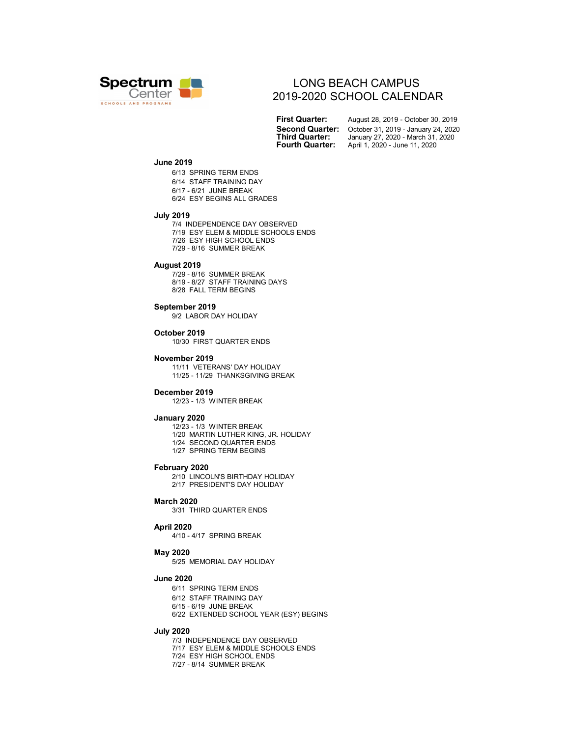Spectrum Center

SCHOOLS AND PROGRAMS

# LONG BEACH CAMPUS
# 2019-2020 SCHOOL CALENDAR

| | |
|---|---|
| **First Quarter:** | August 28, 2019 - October 30, 2019 |
| **Second Quarter:** | October 31, 2019 - January 24, 2020 |
| **Third Quarter:** | January 27, 2020 - March 31, 2020 |
| **Fourth Quarter:** | April 1, 2020 - June 11, 2020 |

**June 2019**

- 6/13 SPRING TERM ENDS
- 6/14 STAFF TRAINING DAY
- 6/17 - 6/21 JUNE BREAK
- 6/24 ESY BEGINS ALL GRADES

**July 2019**

- 7/4 INDEPENDENCE DAY OBSERVED
- 7/19 ESY ELEM & MIDDLE SCHOOLS ENDS
- 7/26 ESY HIGH SCHOOL ENDS
- 7/29 - 8/16 SUMMER BREAK

**August 2019**

- 7/29 - 8/16 SUMMER BREAK
- 8/19 - 8/27 STAFF TRAINING DAYS
- 8/28 FALL TERM BEGINS

**September 2019**

- 9/2 LABOR DAY HOLIDAY

**October 2019**

- 10/30 FIRST QUARTER ENDS

**November 2019**

- 11/11 VETERANS' DAY HOLIDAY
- 11/25 - 11/29 THANKSGIVING BREAK

**December 2019**

- 12/23 - 1/3 WINTER BREAK

**January 2020**

- 12/23 - 1/3 WINTER BREAK
- 1/20 MARTIN LUTHER KING, JR. HOLIDAY
- 1/24 SECOND QUARTER ENDS
- 1/27 SPRING TERM BEGINS

**February 2020**

- 2/10 LINCOLN'S BIRTHDAY HOLIDAY
- 2/17 PRESIDENT'S DAY HOLIDAY

**March 2020**

- 3/31 THIRD QUARTER ENDS

**April 2020**

- 4/10 - 4/17 SPRING BREAK

**May 2020**

- 5/25 MEMORIAL DAY HOLIDAY

**June 2020**

- 6/11 SPRING TERM ENDS
- 6/12 STAFF TRAINING DAY
- 6/15 - 6/19 JUNE BREAK
- 6/22 EXTENDED SCHOOL YEAR (ESY) BEGINS

**July 2020**

- 7/3 INDEPENDENCE DAY OBSERVED
- 7/17 ESY ELEM & MIDDLE SCHOOLS ENDS
- 7/24 ESY HIGH SCHOOL ENDS
- 7/27 - 8/14 SUMMER BREAK